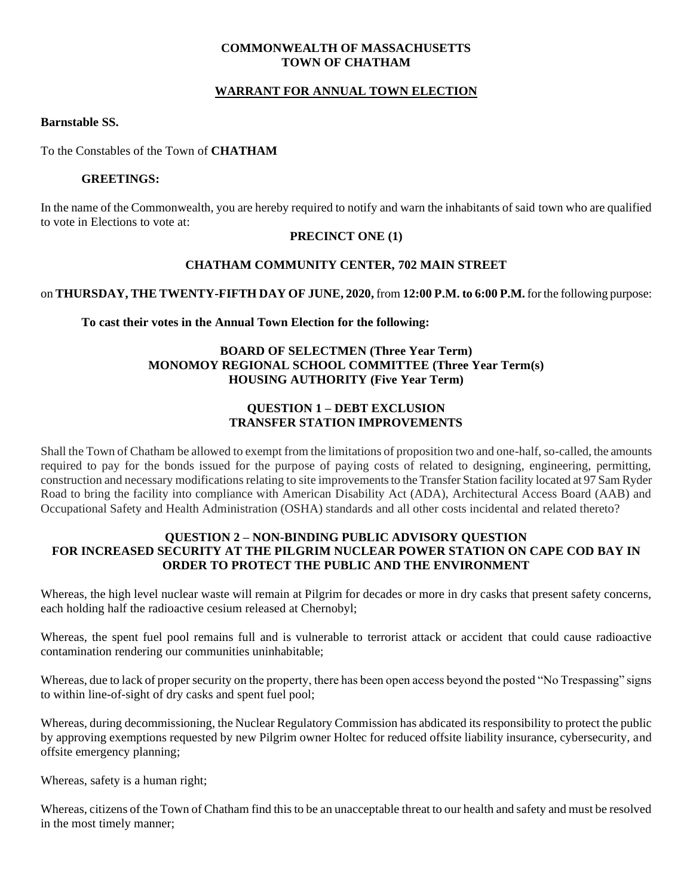**COMMONWEALTH OF MASSACHUSETTS**
**TOWN OF CHATHAM**

# WARRANT FOR ANNUAL TOWN ELECTION

**Barnstable SS.**

To the Constables of the Town of **CHATHAM**

**GREETINGS:**

In the name of the Commonwealth, you are hereby required to notify and warn the inhabitants of said town who are qualified to vote in Elections to vote at:

**PRECINCT ONE (1)**

**CHATHAM COMMUNITY CENTER, 702 MAIN STREET**

on **THURSDAY, THE TWENTY-FIFTH DAY OF JUNE, 2020,** from **12:00 P.M. to 6:00 P.M.** for the following purpose:

**To cast their votes in the Annual Town Election for the following:**

**BOARD OF SELECTMEN (Three Year Term)**
**MONOMOY REGIONAL SCHOOL COMMITTEE (Three Year Term(s)**
**HOUSING AUTHORITY (Five Year Term)**

## QUESTION 1 – DEBT EXCLUSION
## TRANSFER STATION IMPROVEMENTS

Shall the Town of Chatham be allowed to exempt from the limitations of proposition two and one-half, so-called, the amounts required to pay for the bonds issued for the purpose of paying costs of related to designing, engineering, permitting, construction and necessary modifications relating to site improvements to the Transfer Station facility located at 97 Sam Ryder Road to bring the facility into compliance with American Disability Act (ADA), Architectural Access Board (AAB) and Occupational Safety and Health Administration (OSHA) standards and all other costs incidental and related thereto?

## QUESTION 2 – NON-BINDING PUBLIC ADVISORY QUESTION
## FOR INCREASED SECURITY AT THE PILGRIM NUCLEAR POWER STATION ON CAPE COD BAY IN ORDER TO PROTECT THE PUBLIC AND THE ENVIRONMENT

Whereas, the high level nuclear waste will remain at Pilgrim for decades or more in dry casks that present safety concerns, each holding half the radioactive cesium released at Chernobyl;

Whereas, the spent fuel pool remains full and is vulnerable to terrorist attack or accident that could cause radioactive contamination rendering our communities uninhabitable;

Whereas, due to lack of proper security on the property, there has been open access beyond the posted "No Trespassing" signs to within line-of-sight of dry casks and spent fuel pool;

Whereas, during decommissioning, the Nuclear Regulatory Commission has abdicated its responsibility to protect the public by approving exemptions requested by new Pilgrim owner Holtec for reduced offsite liability insurance, cybersecurity, and offsite emergency planning;

Whereas, safety is a human right;

Whereas, citizens of the Town of Chatham find this to be an unacceptable threat to our health and safety and must be resolved in the most timely manner;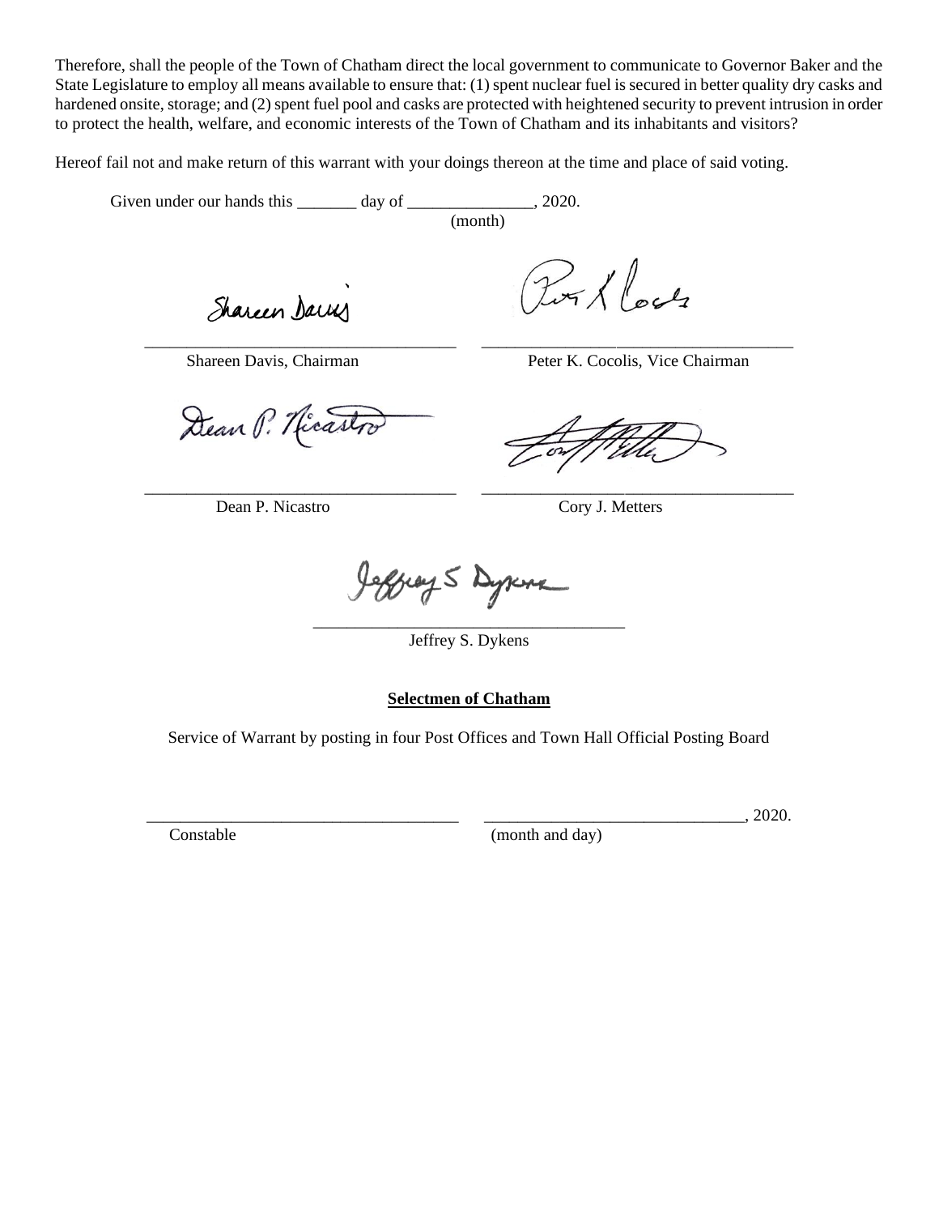Therefore, shall the people of the Town of Chatham direct the local government to communicate to Governor Baker and the State Legislature to employ all means available to ensure that: (1) spent nuclear fuel is secured in better quality dry casks and hardened onsite, storage; and (2) spent fuel pool and casks are protected with heightened security to prevent intrusion in order to protect the health, welfare, and economic interests of the Town of Chatham and its inhabitants and visitors?

Hereof fail not and make return of this warrant with your doings thereon at the time and place of said voting.

Given under our hands this _______ day of _______________, 2020.
(month)

_____________________________________
Shareen Davis, Chairman

_____________________________________
Peter K. Cocolis, Vice Chairman

_____________________________________
Dean P. Nicastro

_____________________________________
Cory J. Metters

_____________________________________
Jeffrey S. Dykens

**Selectmen of Chatham**

Service of Warrant by posting in four Post Offices and Town Hall Official Posting Board

_____________________________________
Constable

_______________________________, 2020.
(month and day)